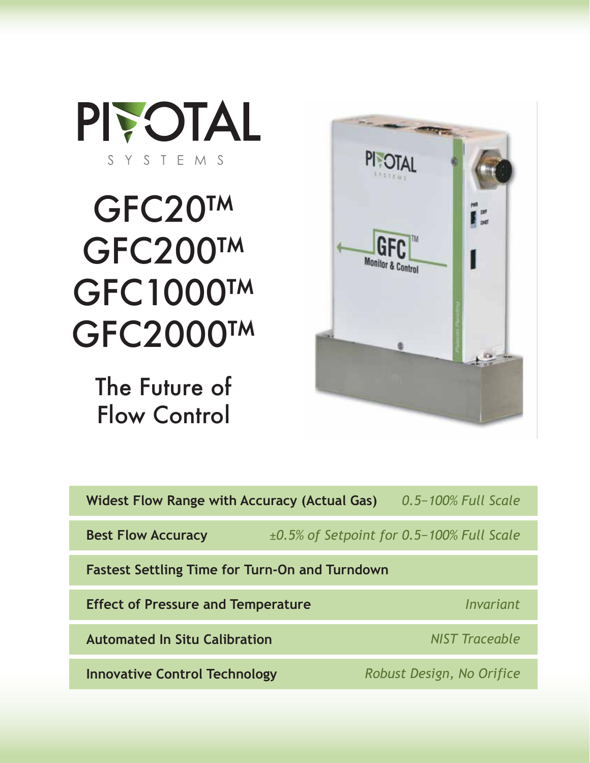# PIVOTAL SYSTEMS

# GFC20™
# GFC200™
# GFC1000™
# GFC2000™

## The Future of Flow Control

| Feature | Specification |
| --- | --- |
| **Widest Flow Range with Accuracy (Actual Gas)** | *0.5–100% Full Scale* |
| **Best Flow Accuracy** | *±0.5% of Setpoint for 0.5–100% Full Scale* |
| **Fastest Settling Time for Turn-On and Turndown** | |
| **Effect of Pressure and Temperature** | *Invariant* |
| **Automated In Situ Calibration** | *NIST Traceable* |
| **Innovative Control Technology** | *Robust Design, No Orifice* |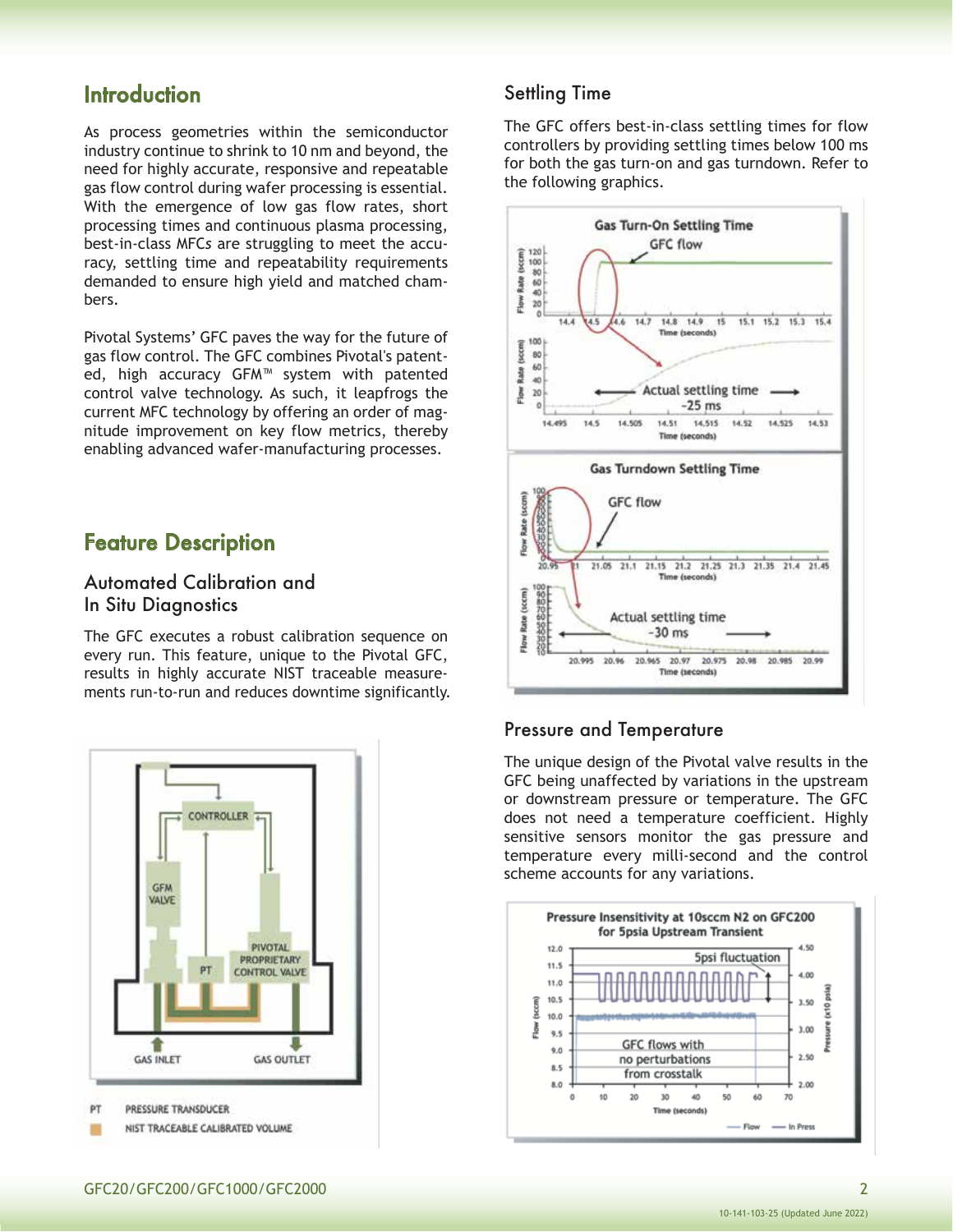## Introduction

As process geometries within the semiconductor industry continue to shrink to 10 nm and beyond, the need for highly accurate, responsive and repeatable gas flow control during wafer processing is essential. With the emergence of low gas flow rates, short processing times and continuous plasma processing, best-in-class MFCs are struggling to meet the accuracy, settling time and repeatability requirements demanded to ensure high yield and matched chambers.

Pivotal Systems' GFC paves the way for the future of gas flow control. The GFC combines Pivotal's patented, high accuracy GFM™ system with patented control valve technology. As such, it leapfrogs the current MFC technology by offering an order of magnitude improvement on key flow metrics, thereby enabling advanced wafer-manufacturing processes.

## Feature Description

### Automated Calibration and In Situ Diagnostics

The GFC executes a robust calibration sequence on every run. This feature, unique to the Pivotal GFC, results in highly accurate NIST traceable measurements run-to-run and reduces downtime significantly.

CONTROLLER

GFM VALVE

PT

PIVOTAL PROPRIETARY CONTROL VALVE

GAS INLET

GAS OUTLET

PT PRESSURE TRANSDUCER

NIST TRACEABLE CALIBRATED VOLUME

### Settling Time

The GFC offers best-in-class settling times for flow controllers by providing settling times below 100 ms for both the gas turn-on and gas turndown. Refer to the following graphics.

**Gas Turn-On Settling Time**

GFC flow

Actual settling time ~25 ms

**Gas Turndown Settling Time**

GFC flow

Actual settling time ~30 ms

### Pressure and Temperature

The unique design of the Pivotal valve results in the GFC being unaffected by variations in the upstream or downstream pressure or temperature. The GFC does not need a temperature coefficient. Highly sensitive sensors monitor the gas pressure and temperature every milli-second and the control scheme accounts for any variations.

**Pressure Insensitivity at 10sccm N2 on GFC200 for 5psia Upstream Transient**

5psi fluctuation

GFC flows with no perturbations from crosstalk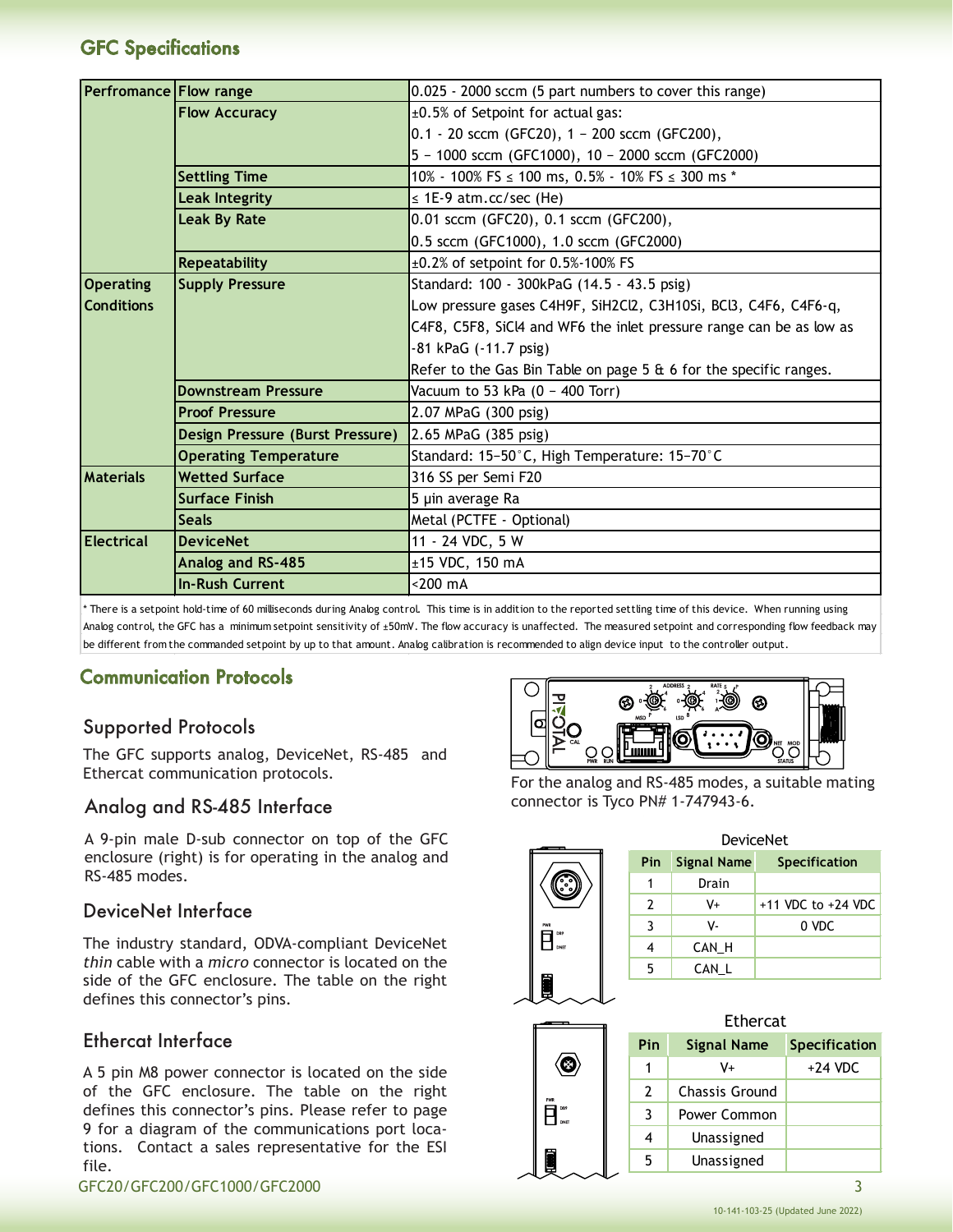## GFC Specifications

| | | |
|---|---|---|
| **Perfromance** | **Flow range** | 0.025 - 2000 sccm (5 part numbers to cover this range) |
| | **Flow Accuracy** | ±0.5% of Setpoint for actual gas:<br>0.1 - 20 sccm (GFC20), 1 – 200 sccm (GFC200),<br>5 – 1000 sccm (GFC1000), 10 – 2000 sccm (GFC2000) |
| | **Settling Time** | 10% - 100% FS ≤ 100 ms, 0.5% - 10% FS ≤ 300 ms * |
| | **Leak Integrity** | ≤ 1E-9 atm.cc/sec (He) |
| | **Leak By Rate** | 0.01 sccm (GFC20), 0.1 sccm (GFC200),<br>0.5 sccm (GFC1000), 1.0 sccm (GFC2000) |
| | **Repeatability** | ±0.2% of setpoint for 0.5%-100% FS |
| **Operating Conditions** | **Supply Pressure** | Standard: 100 - 300kPaG (14.5 - 43.5 psig)<br>Low pressure gases $C_4H_9F$, $SiH_2Cl_2$, $C_3H_{10}Si$, $BCl_3$, $C_4F_6$, $C_4F_6$-q, $C_4F_8$, $C_5F_8$, $SiCl_4$ and $WF_6$ the inlet pressure range can be as low as -81 kPaG (-11.7 psig)<br>Refer to the Gas Bin Table on page 5 & 6 for the specific ranges. |
| | **Downstream Pressure** | Vacuum to 53 kPa (0 – 400 Torr) |
| | **Proof Pressure** | 2.07 MPaG (300 psig) |
| | **Design Pressure (Burst Pressure)** | 2.65 MPaG (385 psig) |
| | **Operating Temperature** | Standard: 15–50°C, High Temperature: 15–70°C |
| **Materials** | **Wetted Surface** | 316 SS per Semi F20 |
| | **Surface Finish** | 5 µin average Ra |
| | **Seals** | Metal (PCTFE - Optional) |
| **Electrical** | **DeviceNet** | 11 - 24 VDC, 5 W |
| | **Analog and RS-485** | ±15 VDC, 150 mA |
| | **In-Rush Current** | <200 mA |

* There is a setpoint hold-time of 60 milliseconds during Analog control. This time is in addition to the reported settling time of this device. When running using Analog control, the GFC has a minimum setpoint sensitivity of ±50mV. The flow accuracy is unaffected. The measured setpoint and corresponding flow feedback may be different from the commanded setpoint by up to that amount. Analog calibration is recommended to align device input to the controller output.

## Communication Protocols

### Supported Protocols

The GFC supports analog, DeviceNet, RS-485 and Ethercat communication protocols.

### Analog and RS-485 Interface

A 9-pin male D-sub connector on top of the GFC enclosure (right) is for operating in the analog and RS-485 modes.

For the analog and RS-485 modes, a suitable mating connector is Tyco PN# 1-747943-6.

### DeviceNet Interface

The industry standard, ODVA-compliant DeviceNet *thin* cable with a *micro* connector is located on the side of the GFC enclosure. The table on the right defines this connector's pins.

DeviceNet

| Pin | Signal Name | Specification |
|---|---|---|
| 1 | Drain | |
| 2 | V+ | +11 VDC to +24 VDC |
| 3 | V- | 0 VDC |
| 4 | CAN_H | |
| 5 | CAN_L | |

### Ethercat Interface

A 5 pin M8 power connector is located on the side of the GFC enclosure. The table on the right defines this connector's pins. Please refer to page 9 for a diagram of the communications port locations. Contact a sales representative for the ESI file.

Ethercat

| Pin | Signal Name | Specification |
|---|---|---|
| 1 | V+ | +24 VDC |
| 2 | Chassis Ground | |
| 3 | Power Common | |
| 4 | Unassigned | |
| 5 | Unassigned | |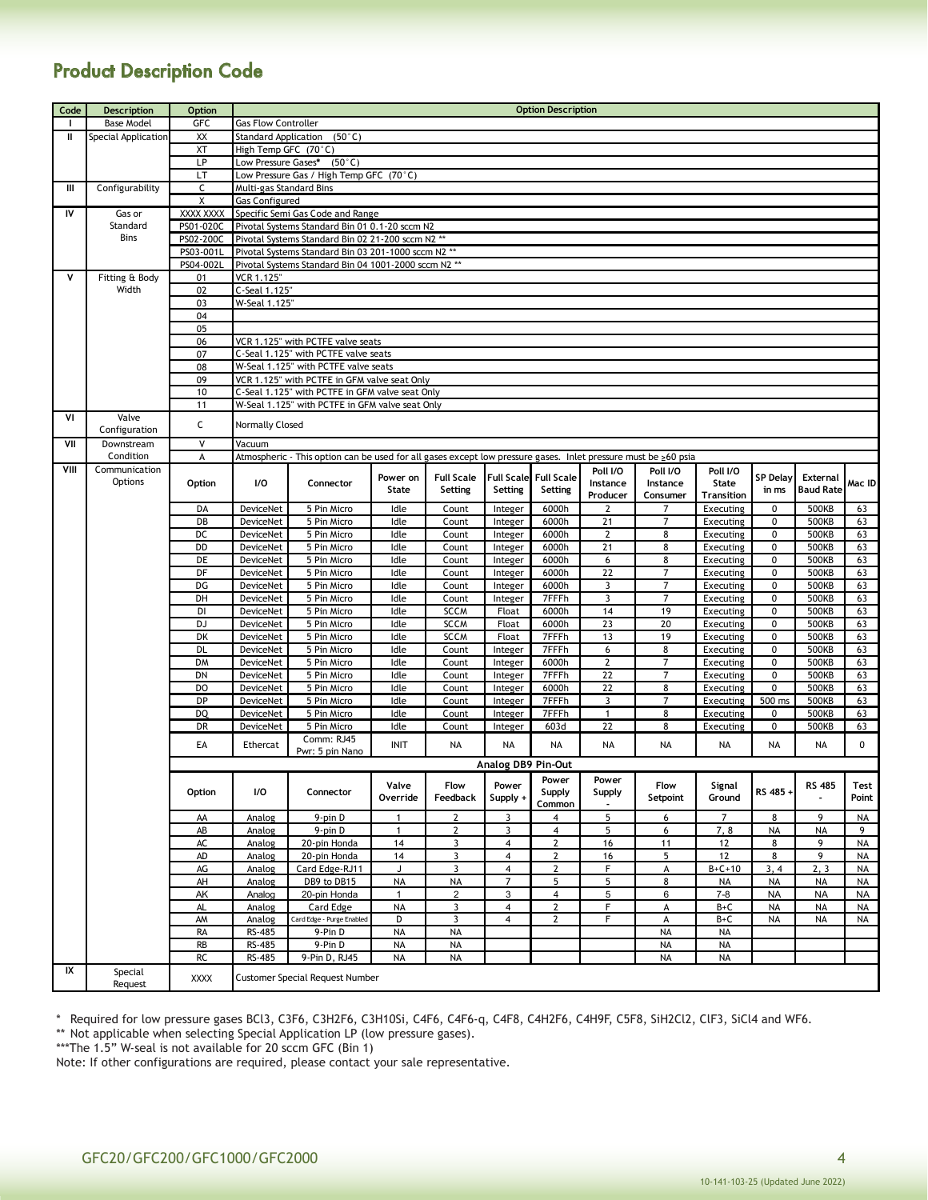# Product Description Code

| Code | Description | Option | Option Description | | | | | | | | | | | |
|---|---|---|---|---|---|---|---|---|---|---|---|---|---|---|
| I | Base Model | GFC | Gas Flow Controller | | | | | | | | | | | |
| II | Special Application | XX | Standard Application (50˚C) | | | | | | | | | | | |
| | | XT | High Temp GFC (70˚C) | | | | | | | | | | | |
| | | LP | Low Pressure Gases* (50˚C) | | | | | | | | | | | |
| | | LT | Low Pressure Gas / High Temp GFC (70˚C) | | | | | | | | | | | |
| III | Configurability | C | Multi-gas Standard Bins | | | | | | | | | | | |
| | | X | Gas Configured | | | | | | | | | | | |
| IV | Gas or Standard Bins | XXXX XXXX | Specific Semi Gas Code and Range | | | | | | | | | | | |
| | | PS01-020C | Pivotal Systems Standard Bin 01 0.1-20 sccm N2 | | | | | | | | | | | |
| | | PS02-200C | Pivotal Systems Standard Bin 02 21-200 sccm N2 ** | | | | | | | | | | | |
| | | PS03-001L | Pivotal Systems Standard Bin 03 201-1000 sccm N2 ** | | | | | | | | | | | |
| | | PS04-002L | Pivotal Systems Standard Bin 04 1001-2000 sccm N2 ** | | | | | | | | | | | |
| V | Fitting & Body Width | 01 | VCR 1.125" | | | | | | | | | | | |
| | | 02 | C-Seal 1.125" | | | | | | | | | | | |
| | | 03 | W-Seal 1.125" | | | | | | | | | | | |
| | | 04 | | | | | | | | | | | | |
| | | 05 | | | | | | | | | | | | |
| | | 06 | VCR 1.125" with PCTFE valve seats | | | | | | | | | | | |
| | | 07 | C-Seal 1.125" with PCTFE valve seats | | | | | | | | | | | |
| | | 08 | W-Seal 1.125" with PCTFE valve seats | | | | | | | | | | | |
| | | 09 | VCR 1.125" with PCTFE in GFM valve seat Only | | | | | | | | | | | |
| | | 10 | C-Seal 1.125" with PCTFE in GFM valve seat Only | | | | | | | | | | | |
| | | 11 | W-Seal 1.125" with PCTFE in GFM valve seat Only | | | | | | | | | | | |
| VI | Valve Configuration | C | Normally Closed | | | | | | | | | | | |
| VII | Downstream Condition | V | Vacuum | | | | | | | | | | | |
| | | A | Atmospheric - This option can be used for all gases except low pressure gases. Inlet pressure must be ≥60 psia | | | | | | | | | | | |
| VIII | Communication Options | Option | I/O | Connector | Power on State | Full Scale Setting | Full Scale Setting | Full Scale Setting | Poll I/O Instance Producer | Poll I/O Instance Consumer | Poll I/O State Transition | SP Delay in ms | External Baud Rate | Mac ID |
| | | DA | DeviceNet | 5 Pin Micro | Idle | Count | Integer | 6000h | 2 | 7 | Executing | 0 | 500KB | 63 |
| | | DB | DeviceNet | 5 Pin Micro | Idle | Count | Integer | 6000h | 21 | 7 | Executing | 0 | 500KB | 63 |
| | | DC | DeviceNet | 5 Pin Micro | Idle | Count | Integer | 6000h | 2 | 8 | Executing | 0 | 500KB | 63 |
| | | DD | DeviceNet | 5 Pin Micro | Idle | Count | Integer | 6000h | 21 | 8 | Executing | 0 | 500KB | 63 |
| | | DE | DeviceNet | 5 Pin Micro | Idle | Count | Integer | 6000h | 6 | 8 | Executing | 0 | 500KB | 63 |
| | | DF | DeviceNet | 5 Pin Micro | Idle | Count | Integer | 6000h | 22 | 7 | Executing | 0 | 500KB | 63 |
| | | DG | DeviceNet | 5 Pin Micro | Idle | Count | Integer | 6000h | 3 | 7 | Executing | 0 | 500KB | 63 |
| | | DH | DeviceNet | 5 Pin Micro | Idle | Count | Integer | 7FFFh | 3 | 7 | Executing | 0 | 500KB | 63 |
| | | DI | DeviceNet | 5 Pin Micro | Idle | SCCM | Float | 6000h | 14 | 19 | Executing | 0 | 500KB | 63 |
| | | DJ | DeviceNet | 5 Pin Micro | Idle | SCCM | Float | 6000h | 23 | 20 | Executing | 0 | 500KB | 63 |
| | | DK | DeviceNet | 5 Pin Micro | Idle | SCCM | Float | 7FFFh | 13 | 19 | Executing | 0 | 500KB | 63 |
| | | DL | DeviceNet | 5 Pin Micro | Idle | Count | Integer | 7FFFh | 6 | 8 | Executing | 0 | 500KB | 63 |
| | | DM | DeviceNet | 5 Pin Micro | Idle | Count | Integer | 6000h | 2 | 7 | Executing | 0 | 500KB | 63 |
| | | DN | DeviceNet | 5 Pin Micro | Idle | Count | Integer | 7FFFh | 22 | 7 | Executing | 0 | 500KB | 63 |
| | | DO | DeviceNet | 5 Pin Micro | Idle | Count | Integer | 6000h | 22 | 8 | Executing | 0 | 500KB | 63 |
| | | DP | DeviceNet | 5 Pin Micro | Idle | Count | Integer | 7FFFh | 3 | 7 | Executing | 500 ms | 500KB | 63 |
| | | DQ | DeviceNet | 5 Pin Micro | Idle | Count | Integer | 7FFFh | 1 | 8 | Executing | 0 | 500KB | 63 |
| | | DR | DeviceNet | 5 Pin Micro | Idle | Count | Integer | 603d | 22 | 8 | Executing | 0 | 500KB | 63 |
| | | EA | Ethercat | Comm: RJ45 Pwr: 5 pin Nano | INIT | NA | NA | NA | NA | NA | NA | NA | NA | 0 |
| | | | Analog DB9 Pin-Out | | | | | | | | | | | |
| | | Option | I/O | Connector | Valve Override | Flow Feedback | Power Supply + | Power Supply Common | Power Supply - | Flow Setpoint | Signal Ground | RS 485 + | RS 485 - | Test Point |
| | | AA | Analog | 9-pin D | 1 | 2 | 3 | 4 | 5 | 6 | 7 | 8 | 9 | NA |
| | | AB | Analog | 9-pin D | 1 | 2 | 3 | 4 | 5 | 6 | 7, 8 | NA | NA | 9 |
| | | AC | Analog | 20-pin Honda | 14 | 3 | 4 | 2 | 16 | 11 | 12 | 8 | 9 | NA |
| | | AD | Analog | 20-pin Honda | 14 | 3 | 4 | 2 | 16 | 5 | 12 | 8 | 9 | NA |
| | | AG | Analog | Card Edge-RJ11 | J | 3 | 4 | 2 | F | A | B+C+10 | 3, 4 | 2, 3 | NA |
| | | AH | Analog | DB9 to DB15 | NA | NA | 7 | 5 | 5 | 8 | NA | NA | NA | NA |
| | | AK | Analog | 20-pin Honda | 1 | 2 | 3 | 4 | 5 | 6 | 7-8 | NA | NA | NA |
| | | AL | Analog | Card Edge | NA | 3 | 4 | 2 | F | A | B+C | NA | NA | NA |
| | | AM | Analog | Card Edge - Purge Enabled | D | 3 | 4 | 2 | F | A | B+C | NA | NA | NA |
| | | RA | RS-485 | 9-Pin D | NA | NA | | | | NA | NA | | | |
| | | RB | RS-485 | 9-Pin D | NA | NA | | | | NA | NA | | | |
| | | RC | RS-485 | 9-Pin D, RJ45 | NA | NA | | | | NA | NA | | | |
| IX | Special Request | XXXX | Customer Special Request Number | | | | | | | | | | | |

\* Required for low pressure gases BCl3, C3F6, C3H2F6, C3H10Si, C4F6, C4F6-q, C4F8, C4H2F6, C4H9F, C5F8, SiH2Cl2, ClF3, SiCl4 and WF6.

** Not applicable when selecting Special Application LP (low pressure gases).

***The 1.5" W-seal is not available for 20 sccm GFC (Bin 1)

Note: If other configurations are required, please contact your sale representative.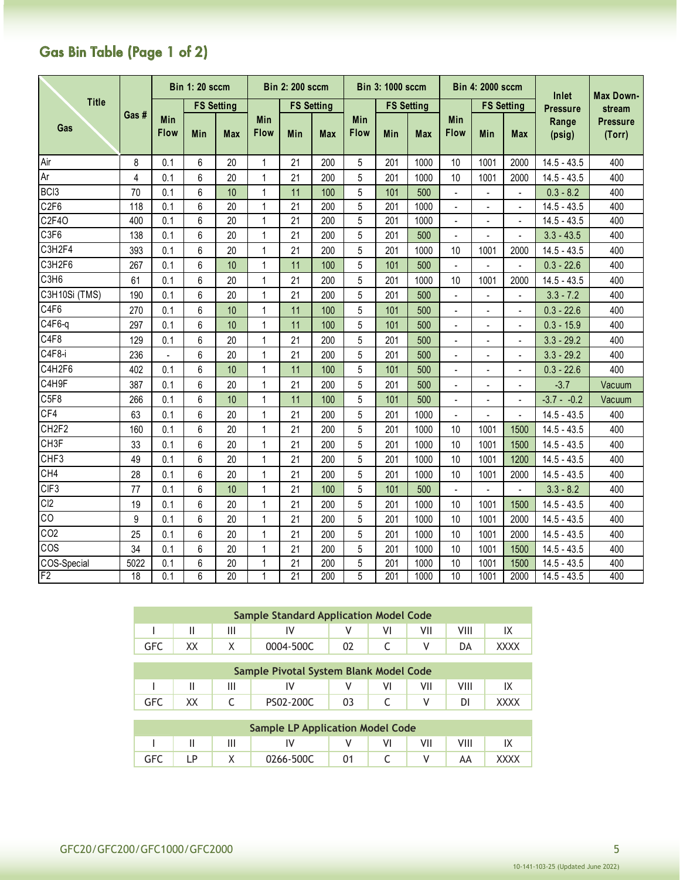## Gas Bin Table (Page 1 of 2)

| Title / Gas | Gas # | Bin 1: 20 sccm | | | Bin 2: 200 sccm | | | Bin 3: 1000 sccm | | | Bin 4: 2000 sccm | | | Inlet Pressure Range (psig) | Max Down-stream Pressure (Torr) |
|---|---|---|---|---|---|---|---|---|---|---|---|---|---|---|---|
| | | Min Flow | FS Setting Min | FS Setting Max | Min Flow | FS Setting Min | FS Setting Max | Min Flow | FS Setting Min | FS Setting Max | Min Flow | FS Setting Min | FS Setting Max | | |
| Air | 8 | 0.1 | 6 | 20 | 1 | 21 | 200 | 5 | 201 | 1000 | 10 | 1001 | 2000 | 14.5 - 43.5 | 400 |
| Ar | 4 | 0.1 | 6 | 20 | 1 | 21 | 200 | 5 | 201 | 1000 | 10 | 1001 | 2000 | 14.5 - 43.5 | 400 |
| BCl3 | 70 | 0.1 | 6 | 10 | 1 | 11 | 100 | 5 | 101 | 500 | - | - | - | 0.3 - 8.2 | 400 |
| C2F6 | 118 | 0.1 | 6 | 20 | 1 | 21 | 200 | 5 | 201 | 1000 | - | - | - | 14.5 - 43.5 | 400 |
| C2F4O | 400 | 0.1 | 6 | 20 | 1 | 21 | 200 | 5 | 201 | 1000 | - | - | - | 14.5 - 43.5 | 400 |
| C3F6 | 138 | 0.1 | 6 | 20 | 1 | 21 | 200 | 5 | 201 | 500 | - | - | - | 3.3 - 43.5 | 400 |
| C3H2F4 | 393 | 0.1 | 6 | 20 | 1 | 21 | 200 | 5 | 201 | 1000 | 10 | 1001 | 2000 | 14.5 - 43.5 | 400 |
| C3H2F6 | 267 | 0.1 | 6 | 10 | 1 | 11 | 100 | 5 | 101 | 500 | - | - | - | 0.3 - 22.6 | 400 |
| C3H6 | 61 | 0.1 | 6 | 20 | 1 | 21 | 200 | 5 | 201 | 1000 | 10 | 1001 | 2000 | 14.5 - 43.5 | 400 |
| C3H10Si (TMS) | 190 | 0.1 | 6 | 20 | 1 | 21 | 200 | 5 | 201 | 500 | - | - | - | 3.3 - 7.2 | 400 |
| C4F6 | 270 | 0.1 | 6 | 10 | 1 | 11 | 100 | 5 | 101 | 500 | - | - | - | 0.3 - 22.6 | 400 |
| C4F6-q | 297 | 0.1 | 6 | 10 | 1 | 11 | 100 | 5 | 101 | 500 | - | - | - | 0.3 - 15.9 | 400 |
| C4F8 | 129 | 0.1 | 6 | 20 | 1 | 21 | 200 | 5 | 201 | 500 | - | - | - | 3.3 - 29.2 | 400 |
| C4F8-i | 236 | - | 6 | 20 | 1 | 21 | 200 | 5 | 201 | 500 | - | - | - | 3.3 - 29.2 | 400 |
| C4H2F6 | 402 | 0.1 | 6 | 10 | 1 | 11 | 100 | 5 | 101 | 500 | - | - | - | 0.3 - 22.6 | 400 |
| C4H9F | 387 | 0.1 | 6 | 20 | 1 | 21 | 200 | 5 | 201 | 500 | - | - | - | -3.7 | Vacuum |
| C5F8 | 266 | 0.1 | 6 | 10 | 1 | 11 | 100 | 5 | 101 | 500 | - | - | - | -3.7 - -0.2 | Vacuum |
| CF4 | 63 | 0.1 | 6 | 20 | 1 | 21 | 200 | 5 | 201 | 1000 | - | - | - | 14.5 - 43.5 | 400 |
| CH2F2 | 160 | 0.1 | 6 | 20 | 1 | 21 | 200 | 5 | 201 | 1000 | 10 | 1001 | 1500 | 14.5 - 43.5 | 400 |
| CH3F | 33 | 0.1 | 6 | 20 | 1 | 21 | 200 | 5 | 201 | 1000 | 10 | 1001 | 1500 | 14.5 - 43.5 | 400 |
| CHF3 | 49 | 0.1 | 6 | 20 | 1 | 21 | 200 | 5 | 201 | 1000 | 10 | 1001 | 1200 | 14.5 - 43.5 | 400 |
| CH4 | 28 | 0.1 | 6 | 20 | 1 | 21 | 200 | 5 | 201 | 1000 | 10 | 1001 | 2000 | 14.5 - 43.5 | 400 |
| ClF3 | 77 | 0.1 | 6 | 10 | 1 | 21 | 100 | 5 | 101 | 500 | - | - | - | 3.3 - 8.2 | 400 |
| Cl2 | 19 | 0.1 | 6 | 20 | 1 | 21 | 200 | 5 | 201 | 1000 | 10 | 1001 | 1500 | 14.5 - 43.5 | 400 |
| CO | 9 | 0.1 | 6 | 20 | 1 | 21 | 200 | 5 | 201 | 1000 | 10 | 1001 | 2000 | 14.5 - 43.5 | 400 |
| CO2 | 25 | 0.1 | 6 | 20 | 1 | 21 | 200 | 5 | 201 | 1000 | 10 | 1001 | 2000 | 14.5 - 43.5 | 400 |
| COS | 34 | 0.1 | 6 | 20 | 1 | 21 | 200 | 5 | 201 | 1000 | 10 | 1001 | 1500 | 14.5 - 43.5 | 400 |
| COS-Special | 5022 | 0.1 | 6 | 20 | 1 | 21 | 200 | 5 | 201 | 1000 | 10 | 1001 | 1500 | 14.5 - 43.5 | 400 |
| F2 | 18 | 0.1 | 6 | 20 | 1 | 21 | 200 | 5 | 201 | 1000 | 10 | 1001 | 2000 | 14.5 - 43.5 | 400 |

| Sample Standard Application Model Code | | | | | | | | |
|---|---|---|---|---|---|---|---|---|
| I | II | III | IV | V | VI | VII | VIII | IX |
| GFC | XX | X | 0004-500C | 02 | C | V | DA | XXXX |

| Sample Pivotal System Blank Model Code | | | | | | | | |
|---|---|---|---|---|---|---|---|---|
| I | II | III | IV | V | VI | VII | VIII | IX |
| GFC | XX | C | PS02-200C | 03 | C | V | DI | XXXX |

| Sample LP Application Model Code | | | | | | | | |
|---|---|---|---|---|---|---|---|---|
| I | II | III | IV | V | VI | VII | VIII | IX |
| GFC | LP | X | 0266-500C | 01 | C | V | AA | XXXX |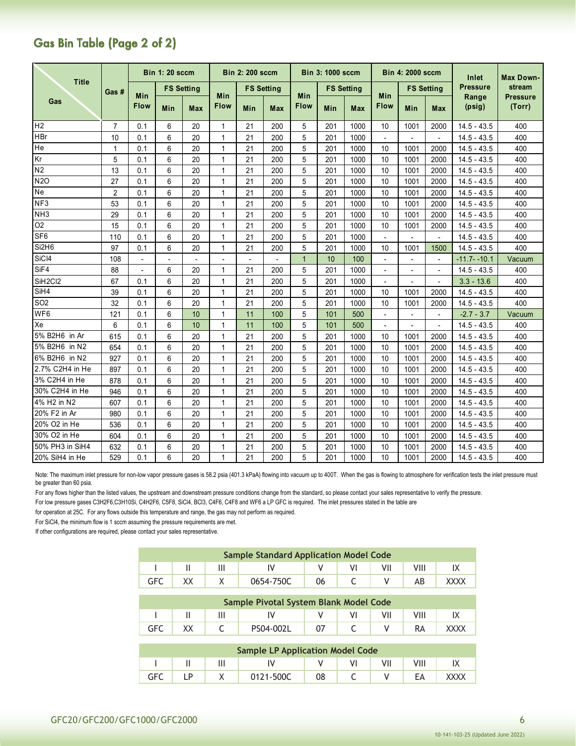## Gas Bin Table (Page 2 of 2)

| Title / Gas | Gas # | Bin 1: 20 sccm | | | Bin 2: 200 sccm | | | Bin 3: 1000 sccm | | | Bin 4: 2000 sccm | | | Inlet Pressure Range (psig) | Max Down-stream Pressure (Torr) |
|---|---|---|---|---|---|---|---|---|---|---|---|---|---|---|---|
| | | Min Flow | FS Setting Min | FS Setting Max | Min Flow | FS Setting Min | FS Setting Max | Min Flow | FS Setting Min | FS Setting Max | Min Flow | FS Setting Min | FS Setting Max | | |
| H2 | 7 | 0.1 | 6 | 20 | 1 | 21 | 200 | 5 | 201 | 1000 | 10 | 1001 | 2000 | 14.5 - 43.5 | 400 |
| HBr | 10 | 0.1 | 6 | 20 | 1 | 21 | 200 | 5 | 201 | 1000 | - | - | - | 14.5 - 43.5 | 400 |
| He | 1 | 0.1 | 6 | 20 | 1 | 21 | 200 | 5 | 201 | 1000 | 10 | 1001 | 2000 | 14.5 - 43.5 | 400 |
| Kr | 5 | 0.1 | 6 | 20 | 1 | 21 | 200 | 5 | 201 | 1000 | 10 | 1001 | 2000 | 14.5 - 43.5 | 400 |
| N2 | 13 | 0.1 | 6 | 20 | 1 | 21 | 200 | 5 | 201 | 1000 | 10 | 1001 | 2000 | 14.5 - 43.5 | 400 |
| N2O | 27 | 0.1 | 6 | 20 | 1 | 21 | 200 | 5 | 201 | 1000 | 10 | 1001 | 2000 | 14.5 - 43.5 | 400 |
| Ne | 2 | 0.1 | 6 | 20 | 1 | 21 | 200 | 5 | 201 | 1000 | 10 | 1001 | 2000 | 14.5 - 43.5 | 400 |
| NF3 | 53 | 0.1 | 6 | 20 | 1 | 21 | 200 | 5 | 201 | 1000 | 10 | 1001 | 2000 | 14.5 - 43.5 | 400 |
| NH3 | 29 | 0.1 | 6 | 20 | 1 | 21 | 200 | 5 | 201 | 1000 | 10 | 1001 | 2000 | 14.5 - 43.5 | 400 |
| O2 | 15 | 0.1 | 6 | 20 | 1 | 21 | 200 | 5 | 201 | 1000 | 10 | 1001 | 2000 | 14.5 - 43.5 | 400 |
| SF6 | 110 | 0.1 | 6 | 20 | 1 | 21 | 200 | 5 | 201 | 1000 | - | - | - | 14.5 - 43.5 | 400 |
| Si2H6 | 97 | 0.1 | 6 | 20 | 1 | 21 | 200 | 5 | 201 | 1000 | 10 | 1001 | 1500 | 14.5 - 43.5 | 400 |
| SiCl4 | 108 | - | - | - | - | - | - | 1 | 10 | 100 | - | - | - | -11.7- -10.1 | Vacuum |
| SiF4 | 88 | - | 6 | 20 | 1 | 21 | 200 | 5 | 201 | 1000 | - | - | - | 14.5 - 43.5 | 400 |
| SiH2Cl2 | 67 | 0.1 | 6 | 20 | 1 | 21 | 200 | 5 | 201 | 1000 | - | - | - | 3.3 - 13.6 | 400 |
| SiH4 | 39 | 0.1 | 6 | 20 | 1 | 21 | 200 | 5 | 201 | 1000 | 10 | 1001 | 2000 | 14.5 - 43.5 | 400 |
| SO2 | 32 | 0.1 | 6 | 20 | 1 | 21 | 200 | 5 | 201 | 1000 | 10 | 1001 | 2000 | 14.5 - 43.5 | 400 |
| WF6 | 121 | 0.1 | 6 | 10 | 1 | 11 | 100 | 5 | 101 | 500 | - | - | - | -2.7 - 3.7 | Vacuum |
| Xe | 6 | 0.1 | 6 | 10 | 1 | 11 | 100 | 5 | 101 | 500 | - | - | - | 14.5 - 43.5 | 400 |
| 5% B2H6 in Ar | 615 | 0.1 | 6 | 20 | 1 | 21 | 200 | 5 | 201 | 1000 | 10 | 1001 | 2000 | 14.5 - 43.5 | 400 |
| 5% B2H6 in N2 | 654 | 0.1 | 6 | 20 | 1 | 21 | 200 | 5 | 201 | 1000 | 10 | 1001 | 2000 | 14.5 - 43.5 | 400 |
| 6% B2H6 in N2 | 927 | 0.1 | 6 | 20 | 1 | 21 | 200 | 5 | 201 | 1000 | 10 | 1001 | 2000 | 14.5 - 43.5 | 400 |
| 2.7% C2H4 in He | 897 | 0.1 | 6 | 20 | 1 | 21 | 200 | 5 | 201 | 1000 | 10 | 1001 | 2000 | 14.5 - 43.5 | 400 |
| 3% C2H4 in He | 878 | 0.1 | 6 | 20 | 1 | 21 | 200 | 5 | 201 | 1000 | 10 | 1001 | 2000 | 14.5 - 43.5 | 400 |
| 30% C2H4 in He | 946 | 0.1 | 6 | 20 | 1 | 21 | 200 | 5 | 201 | 1000 | 10 | 1001 | 2000 | 14.5 - 43.5 | 400 |
| 4% H2 in N2 | 607 | 0.1 | 6 | 20 | 1 | 21 | 200 | 5 | 201 | 1000 | 10 | 1001 | 2000 | 14.5 - 43.5 | 400 |
| 20% F2 in Ar | 980 | 0.1 | 6 | 20 | 1 | 21 | 200 | 5 | 201 | 1000 | 10 | 1001 | 2000 | 14.5 - 43.5 | 400 |
| 20% O2 in He | 536 | 0.1 | 6 | 20 | 1 | 21 | 200 | 5 | 201 | 1000 | 10 | 1001 | 2000 | 14.5 - 43.5 | 400 |
| 30% O2 in He | 604 | 0.1 | 6 | 20 | 1 | 21 | 200 | 5 | 201 | 1000 | 10 | 1001 | 2000 | 14.5 - 43.5 | 400 |
| 50% PH3 in SiH4 | 632 | 0.1 | 6 | 20 | 1 | 21 | 200 | 5 | 201 | 1000 | 10 | 1001 | 2000 | 14.5 - 43.5 | 400 |
| 20% SiH4 in He | 529 | 0.1 | 6 | 20 | 1 | 21 | 200 | 5 | 201 | 1000 | 10 | 1001 | 2000 | 14.5 - 43.5 | 400 |

Note: The maximum inlet pressure for non-low vapor pressure gases is 58.2 psia (401.3 kPaA) flowing into vacuum up to 400T. When the gas is flowing to atmosphere for verification tests the inlet pressure must be greater than 60 psia.

For any flows higher than the listed values, the upstream and downstream pressure conditions change from the standard, so please contact your sales representative to verify the pressure.

For low pressure gases C3H2F6,C3H10Si, C4H2F6, C5F8, SiCl4, BCl3, C4F6, C4F8 and WF6 a LP GFC is required. The inlet pressures stated in the table are

for operation at 25C. For any flows outside this temperature and range, the gas may not perform as required.

For SiCl4, the minimum flow is 1 sccm assuming the pressure requirements are met.

If other configurations are required, please contact your sales representative.

| Sample Standard Application Model Code | | | | | | | | |
|---|---|---|---|---|---|---|---|---|
| I | II | III | IV | V | VI | VII | VIII | IX |
| GFC | XX | X | 0654-750C | 06 | C | V | AB | XXXX |

| Sample Pivotal System Blank Model Code | | | | | | | | |
|---|---|---|---|---|---|---|---|---|
| I | II | III | IV | V | VI | VII | VIII | IX |
| GFC | XX | C | PS04-002L | 07 | C | V | RA | XXXX |

| Sample LP Application Model Code | | | | | | | | |
|---|---|---|---|---|---|---|---|---|
| I | II | III | IV | V | VI | VII | VIII | IX |
| GFC | LP | X | 0121-500C | 08 | C | V | EA | XXXX |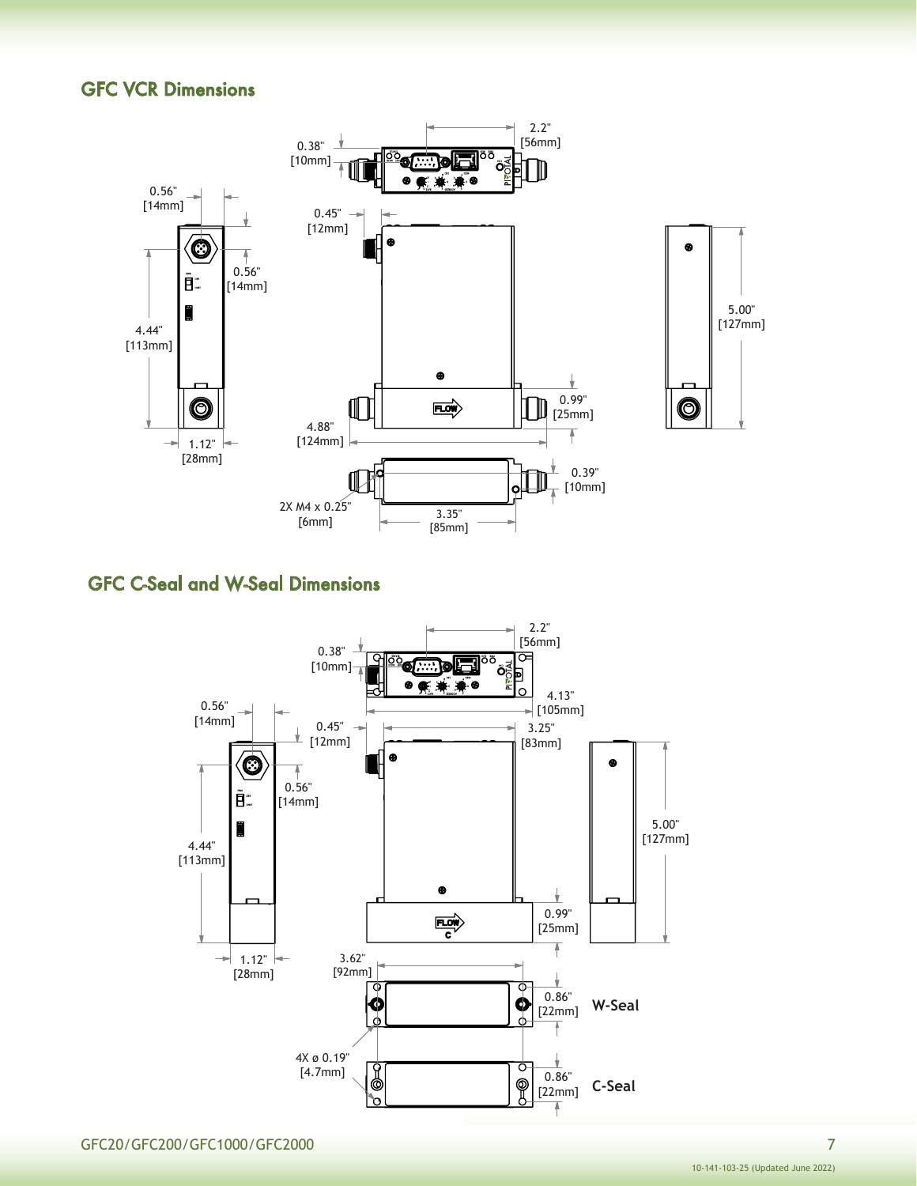## GFC VCR Dimensions

0.38" [10mm]

2.2" [56mm]

0.56" [14mm]

0.45" [12mm]

0.56" [14mm]

4.44" [113mm]

5.00" [127mm]

0.99" [25mm]

4.88" [124mm]

1.12" [28mm]

0.39" [10mm]

2X M4 x 0.25" [6mm]

3.35" [85mm]

## GFC C-Seal and W-Seal Dimensions

2.2" [56mm]

0.38" [10mm]

4.13" [105mm]

0.56" [14mm]

0.45" [12mm]

3.25" [83mm]

0.56" [14mm]

4.44" [113mm]

5.00" [127mm]

0.99" [25mm]

1.12" [28mm]

3.62" [92mm]

0.86" [22mm] **W-Seal**

4X ø 0.19" [4.7mm]

0.86" [22mm] **C-Seal**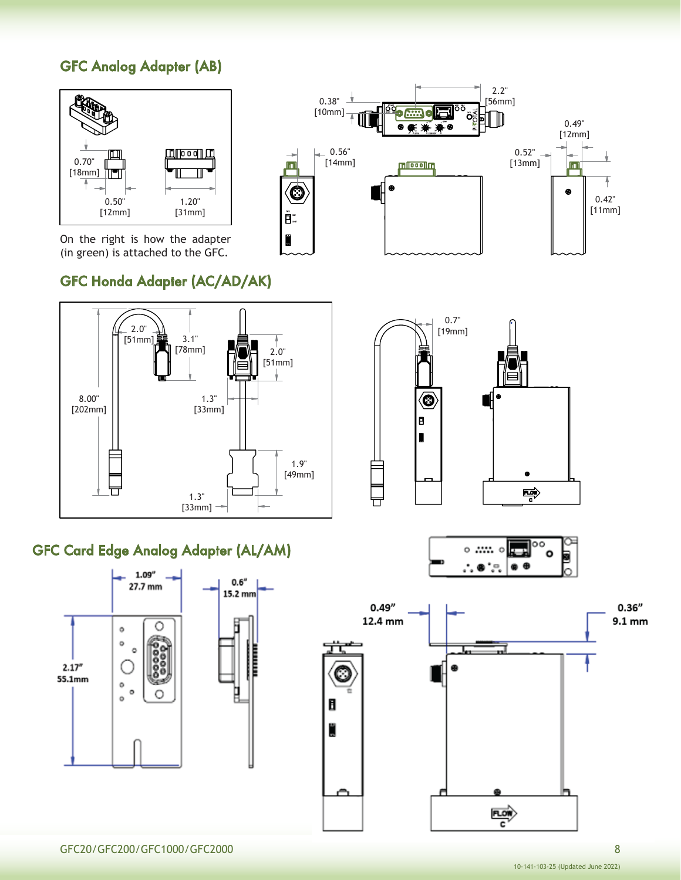## GFC Analog Adapter (AB)

0.70" [18mm]

0.50" [12mm]

1.20" [31mm]

0.38" [10mm]

2.2" [56mm]

0.49" [12mm]

0.56" [14mm]

0.52" [13mm]

0.42" [11mm]

On the right is how the adapter (in green) is attached to the GFC.

## GFC Honda Adapter (AC/AD/AK)

2.0" [51mm]

3.1" [78mm]

2.0" [51mm]

8.00" [202mm]

1.3" [33mm]

1.9" [49mm]

1.3" [33mm]

0.7" [19mm]

## GFC Card Edge Analog Adapter (AL/AM)

1.09" 27.7 mm

0.6" 15.2 mm

2.17" 55.1mm

0.49" 12.4 mm

0.36" 9.1 mm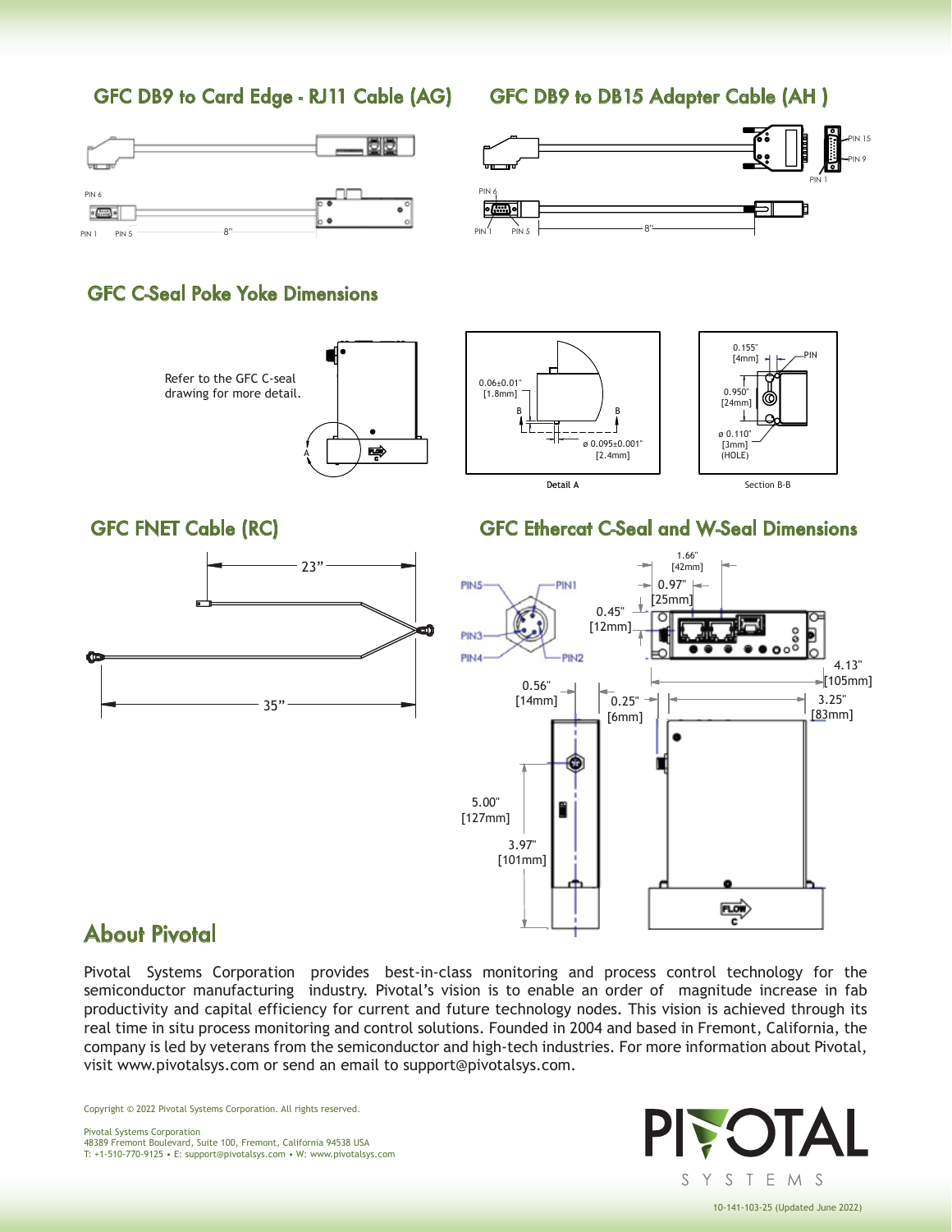## GFC DB9 to Card Edge - RJ11 Cable (AG)

PIN 6

PIN 1 PIN 5

8"

## GFC DB9 to DB15 Adapter Cable (AH )

PIN 15

PIN 9

PIN 1

PIN 6

PIN 1 PIN 5

8"

## GFC C-Seal Poke Yoke Dimensions

Refer to the GFC C-seal drawing for more detail.

A

0.06±0.01" [1.8mm]

B B

ø 0.095±0.001" [2.4mm]

Detail A

0.155" [4mm]

PIN

0.950" [24mm]

ø 0.110" [3mm] (HOLE)

Section B-B

## GFC FNET Cable (RC)

23"

35"

## GFC Ethercat C-Seal and W-Seal Dimensions

PIN5 PIN1

PIN3

PIN4 PIN2

1.66" [42mm]

0.97" [25mm]

0.45" [12mm]

4.13" [105mm]

3.25" [83mm]

0.56" [14mm]

0.25" [6mm]

5.00" [127mm]

3.97" [101mm]

## About Pivotal

Pivotal Systems Corporation provides best-in-class monitoring and process control technology for the semiconductor manufacturing industry. Pivotal's vision is to enable an order of magnitude increase in fab productivity and capital efficiency for current and future technology nodes. This vision is achieved through its real time in situ process monitoring and control solutions. Founded in 2004 and based in Fremont, California, the company is led by veterans from the semiconductor and high-tech industries. For more information about Pivotal, visit www.pivotalsys.com or send an email to support@pivotalsys.com.

Copyright © 2022 Pivotal Systems Corporation. All rights reserved.

Pivotal Systems Corporation
48389 Fremont Boulevard, Suite 100, Fremont, California 94538 USA
T: +1-510-770-9125 • E: support@pivotalsys.com • W: www.pivotalsys.com

PIVOTAL SYSTEMS

10-141-103-25 (Updated June 2022)